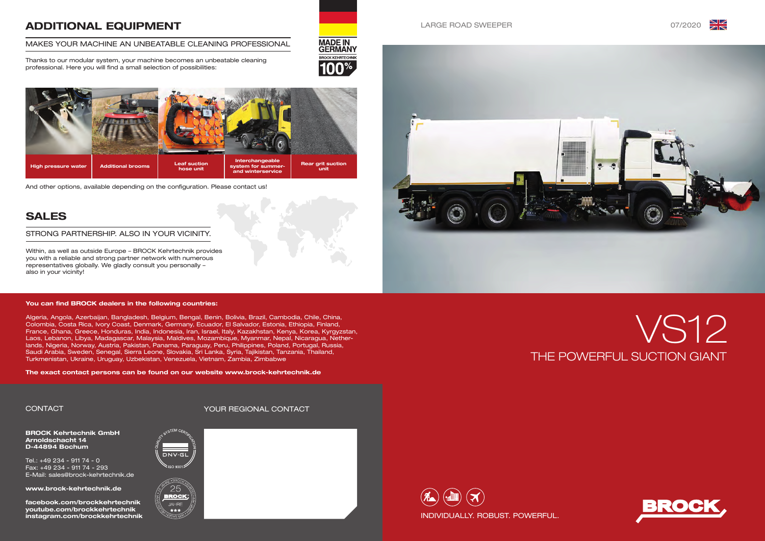## ADDITIONAL EQUIPMENT

MAKES YOUR MACHINE AN UNBEATABLE CLEANING PROFESSIONAL

Thanks to our modular system, your machine becomes an unbeatable cleaning professional. Here you will find a small selection of possibilities:

MADE IN GERMANY
BROCK KEHRTECHNIK
100%

| High pressure water | Additional brooms | Leaf suction hose unit | Interchangeable system for summer- and winterservice | Rear grit suction unit |
|---|---|---|---|---|

And other options, available depending on the configuration. Please contact us!

## SALES

STRONG PARTNERSHIP. ALSO IN YOUR VICINITY.

Within, as well as outside Europe – BROCK Kehrtechnik provides you with a reliable and strong partner network with numerous representatives globally. We gladly consult you personally – also in your vicinity!

**You can find BROCK dealers in the following countries:**

Algeria, Angola, Azerbaijan, Bangladesh, Belgium, Bengal, Benin, Bolivia, Brazil, Cambodia, Chile, China, Colombia, Costa Rica, Ivory Coast, Denmark, Germany, Ecuador, El Salvador, Estonia, Ethiopia, Finland, France, Ghana, Greece, Honduras, India, Indonesia, Iran, Israel, Italy, Kazakhstan, Kenya, Korea, Kyrgyzstan, Laos, Lebanon, Libya, Madagascar, Malaysia, Maldives, Mozambique, Myanmar, Nepal, Nicaragua, Netherlands, Nigeria, Norway, Austria, Pakistan, Panama, Paraguay, Peru, Philippines, Poland, Portugal, Russia, Saudi Arabia, Sweden, Senegal, Sierra Leone, Slovakia, Sri Lanka, Syria, Tajikistan, Tanzania, Thailand, Turkmenistan, Ukraine, Uruguay, Uzbekistan, Venezuela, Vietnam, Zambia, Zimbabwe

**The exact contact persons can be found on our website www.brock-kehrtechnik.de**

CONTACT

**BROCK Kehrtechnik GmbH**
**Arnoldschacht 14**
**D-44894 Bochum**

Tel.: +49 234 - 911 74 - 0
Fax: +49 234 - 911 74 - 293
E-Mail: sales@brock-kehrtechnik.de

**www.brock-kehrtechnik.de**

**facebook.com/brockkehrtechnik**
**youtube.com/brockkehrtechnik**
**instagram.com/brockkehrtechnik**

QUALITY SYSTEM CERTIFICATION DNV·GL ISO 9001

25 JAHRE BROCK

YOUR REGIONAL CONTACT

LARGE ROAD SWEEPER

07/2020

# VS12

THE POWERFUL SUCTION GIANT

INDIVIDUALLY. ROBUST. POWERFUL.

BROCK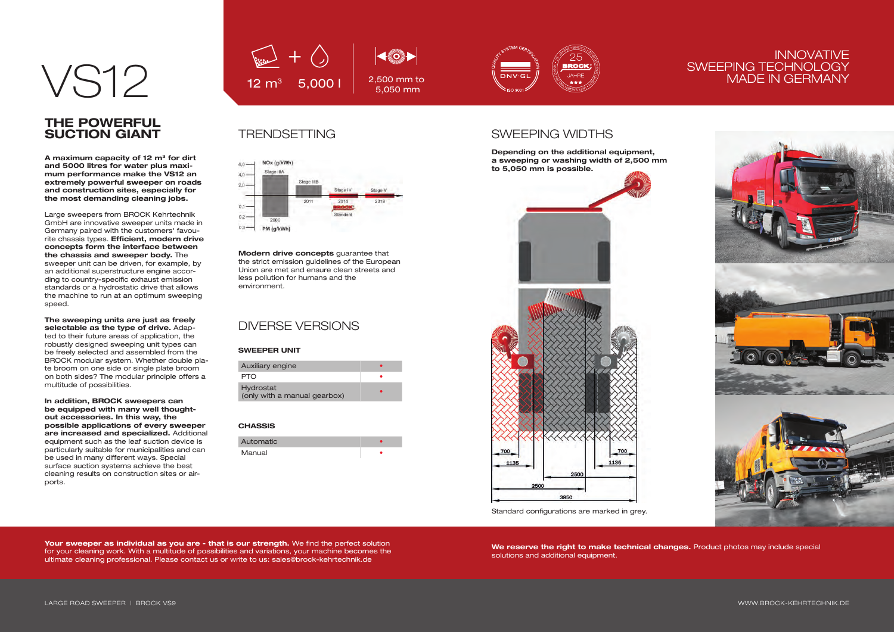# VS12

## THE POWERFUL SUCTION GIANT

12 m³ + 5,000 l

2,500 mm to 5,050 mm

INNOVATIVE SWEEPING TECHNOLOGY MADE IN GERMANY

**A maximum capacity of 12 m³ for dirt and 5000 litres for water plus maximum performance make the VS12 an extremely powerful sweeper on roads and construction sites, especially for the most demanding cleaning jobs.**

Large sweepers from BROCK Kehrtechnik GmbH are innovative sweeper units made in Germany paired with the customers' favourite chassis types. **Efficient, modern drive concepts form the interface between the chassis and sweeper body.** The sweeper unit can be driven, for example, by an additional superstructure engine according to country-specific exhaust emission standards or a hydrostatic drive that allows the machine to run at an optimum sweeping speed.

**The sweeping units are just as freely selectable as the type of drive.** Adapted to their future areas of application, the robustly designed sweeping unit types can be freely selected and assembled from the BROCK modular system. Whether double plate broom on one side or single plate broom on both sides? The modular principle offers a multitude of possibilities.

**In addition, BROCK sweepers can be equipped with many well thought-out accessories. In this way, the possible applications of every sweeper are increased and specialized.** Additional equipment such as the leaf suction device is particularly suitable for municipalities and can be used in many different ways. Special surface suction systems achieve the best cleaning results on construction sites or airports.

## TRENDSETTING

NOx (g/kWh)
6,0
4,0
2,0
0,1
0,2
0,3
PM (g/kWh)
Stage IIIA
Stage IIIB
Stage IV
Stage V
2006
2011
2014
2019
BROCK Standard

**Modern drive concepts** guarantee that the strict emission guidelines of the European Union are met and ensure clean streets and less pollution for humans and the environment.

## DIVERSE VERSIONS

### SWEEPER UNIT

| | |
|---|---|
| Auxiliary engine | • |
| PTO | • |
| Hydrostat (only with a manual gearbox) | • |

### CHASSIS

| | |
|---|---|
| Automatic | • |
| Manual | • |

## SWEEPING WIDTHS

**Depending on the additional equipment, a sweeping or washing width of 2,500 mm to 5,050 mm is possible.**

700
700
1135
1135
2500
2500
3850

Standard configurations are marked in grey.

**Your sweeper as individual as you are - that is our strength.** We find the perfect solution for your cleaning work. With a multitude of possibilities and variations, your machine becomes the ultimate cleaning professional. Please contact us or write to us: sales@brock-kehrtechnik.de

**We reserve the right to make technical changes.** Product photos may include special solutions and additional equipment.